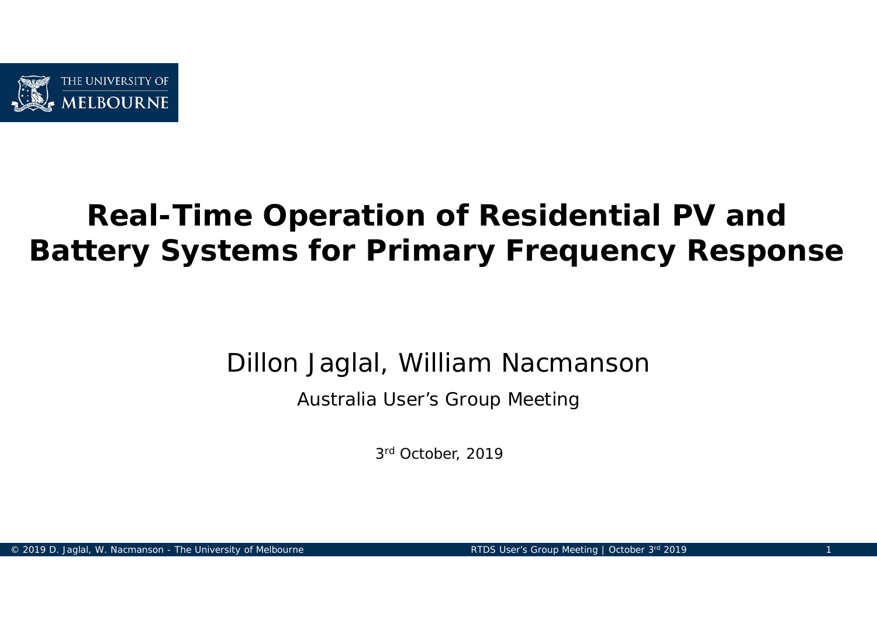THE UNIVERSITY OF MELBOURNE

# Real-Time Operation of Residential PV and Battery Systems for Primary Frequency Response

Dillon Jaglal, William Nacmanson

Australia User's Group Meeting

3rd October, 2019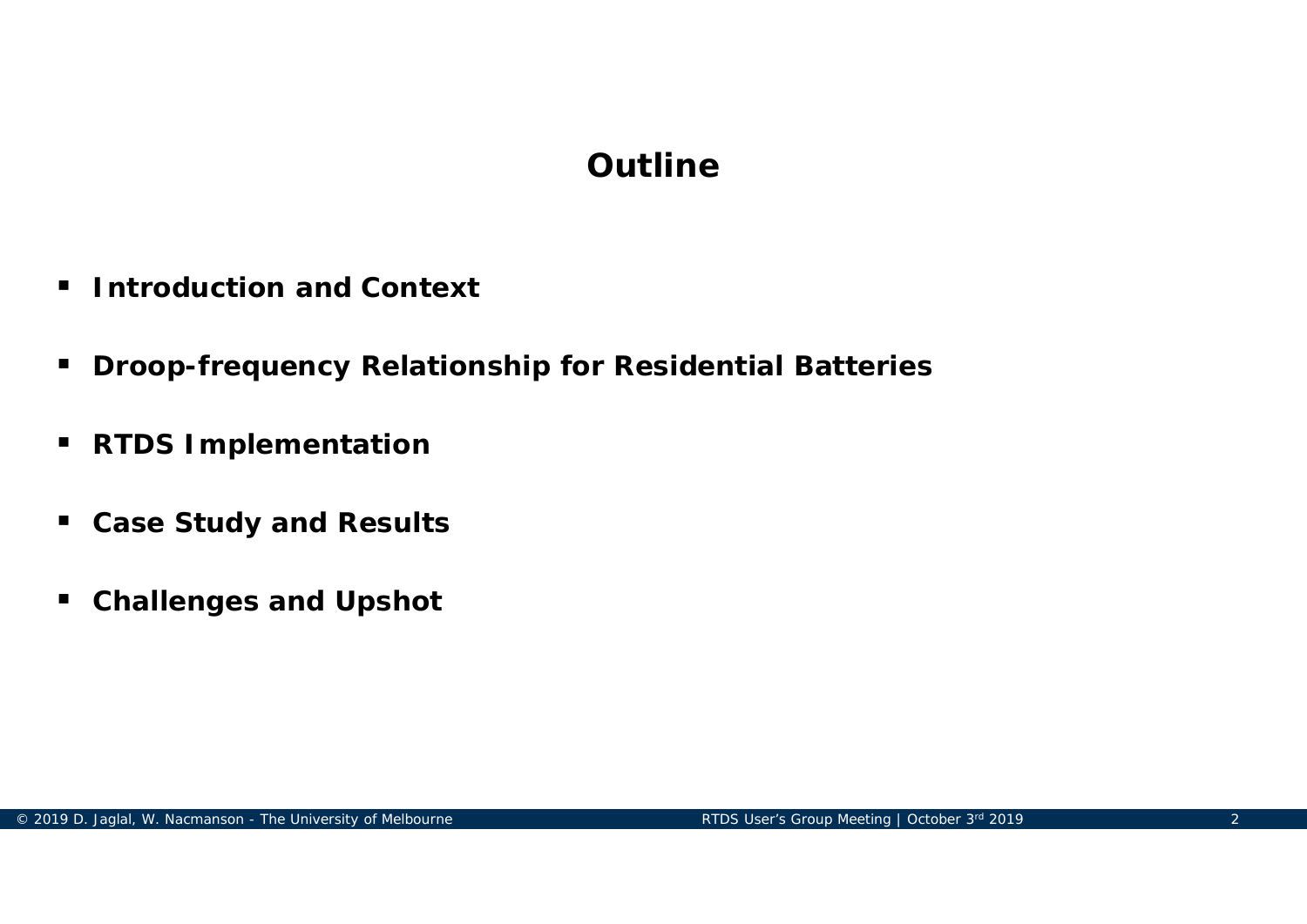# Outline

- **Introduction and Context**
- **Droop-frequency Relationship for Residential Batteries**
- **RTDS Implementation**
- **Case Study and Results**
- **Challenges and Upshot**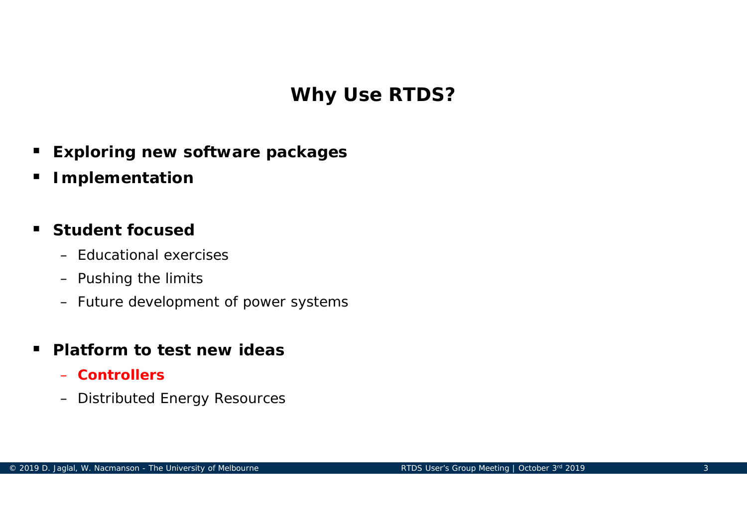# Why Use RTDS?

- **Exploring new software packages**
- **Implementation**

- **Student focused**
  - Educational exercises
  - Pushing the limits
  - Future development of power systems

- **Platform to test new ideas**
  - **Controllers**
  - Distributed Energy Resources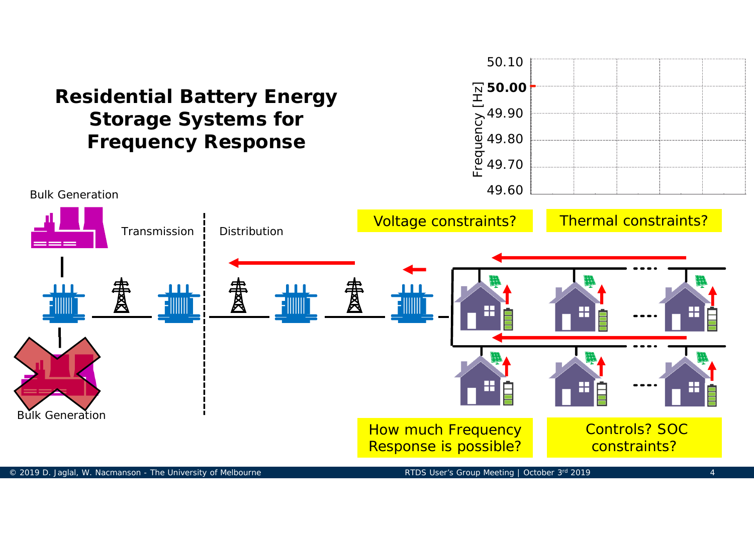# Residential Battery Energy Storage Systems for Frequency Response

Bulk Generation

Transmission

Distribution

Bulk Generation

Frequency [Hz]

50.10
**50.00**
49.90
49.80
49.70
49.60

Voltage constraints?

Thermal constraints?

How much Frequency Response is possible?

Controls? SOC constraints?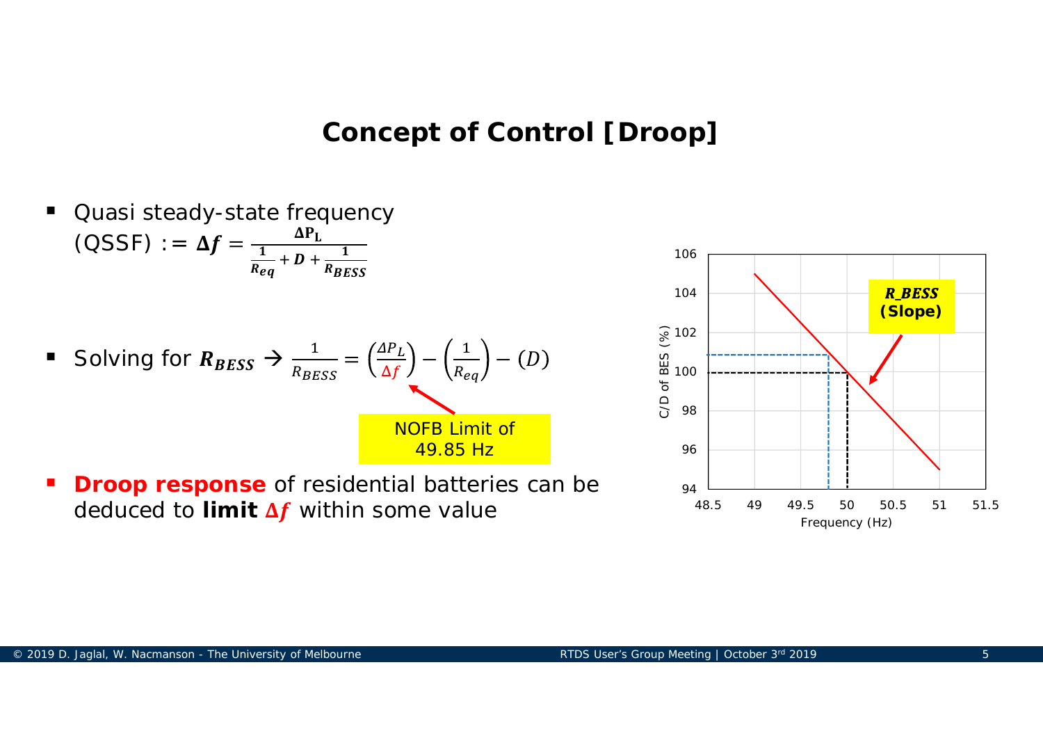# Concept of Control [Droop]

- Quasi steady-state frequency (QSSF) $:= \boldsymbol{\Delta f} = \frac{\mathbf{\Delta P_L}}{\frac{1}{R_{eq}} + D + \frac{1}{R_{BESS}}}$

- Solving for $\boldsymbol{R_{BESS}}$ → $\frac{1}{R_{BESS}} = \left(\frac{\Delta P_L}{\Delta f}\right) - \left(\frac{1}{R_{eq}}\right) - (D)$

  NOFB Limit of 49.85 Hz

- **Droop response** of residential batteries can be deduced to **limit** $\boldsymbol{\Delta f}$ within some value

*R_BESS* **(Slope)**

C/D of BES (%) vs. Frequency (Hz)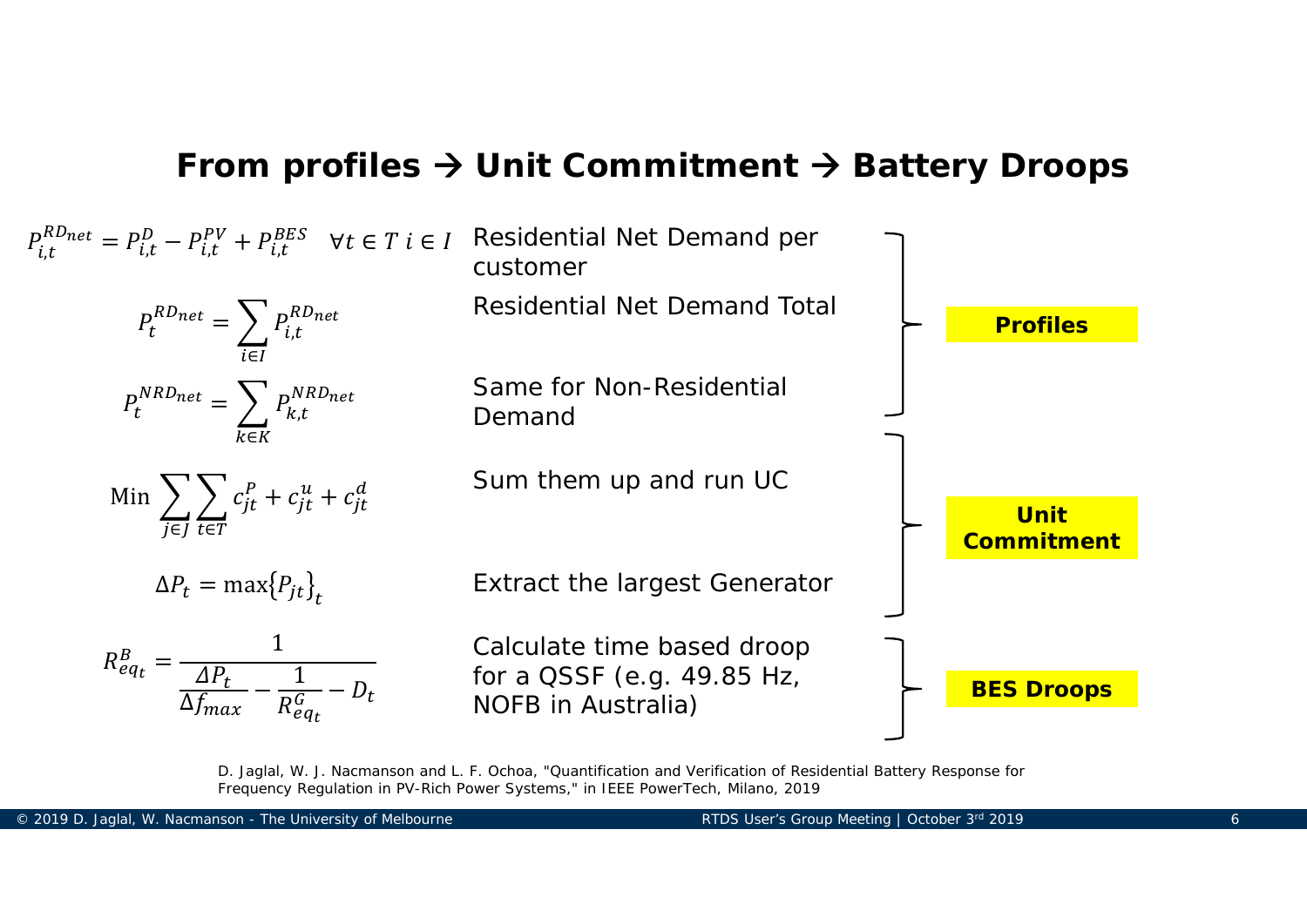## From profiles → Unit Commitment → Battery Droops

**Profiles**

$$P_{i,t}^{RD_{net}} = P_{i,t}^{D} - P_{i,t}^{PV} + P_{i,t}^{BES} \quad \forall t \in T \; i \in I$$

Residential Net Demand per customer

$$P_{t}^{RD_{net}} = \sum_{i \in I} P_{i,t}^{RD_{net}}$$

Residential Net Demand Total

$$P_{t}^{NRD_{net}} = \sum_{k \in K} P_{k,t}^{NRD_{net}}$$

Same for Non-Residential Demand

**Unit Commitment**

$$\text{Min} \sum_{j \in J} \sum_{t \in T} c_{jt}^{P} + c_{jt}^{u} + c_{jt}^{d}$$

Sum them up and run UC

$$\Delta P_t = \max\{P_{jt}\}_t$$

Extract the largest Generator

**BES Droops**

$$R_{eq_t}^{B} = \frac{1}{\frac{\Delta P_t}{\Delta f_{max}} - \frac{1}{R_{eq_t}^{G}} - D_t}$$

Calculate time based droop for a QSSF (e.g. 49.85 Hz, NOFB in Australia)

D. Jaglal, W. J. Nacmanson and L. F. Ochoa, "Quantification and Verification of Residential Battery Response for Frequency Regulation in PV-Rich Power Systems," in IEEE PowerTech, Milano, 2019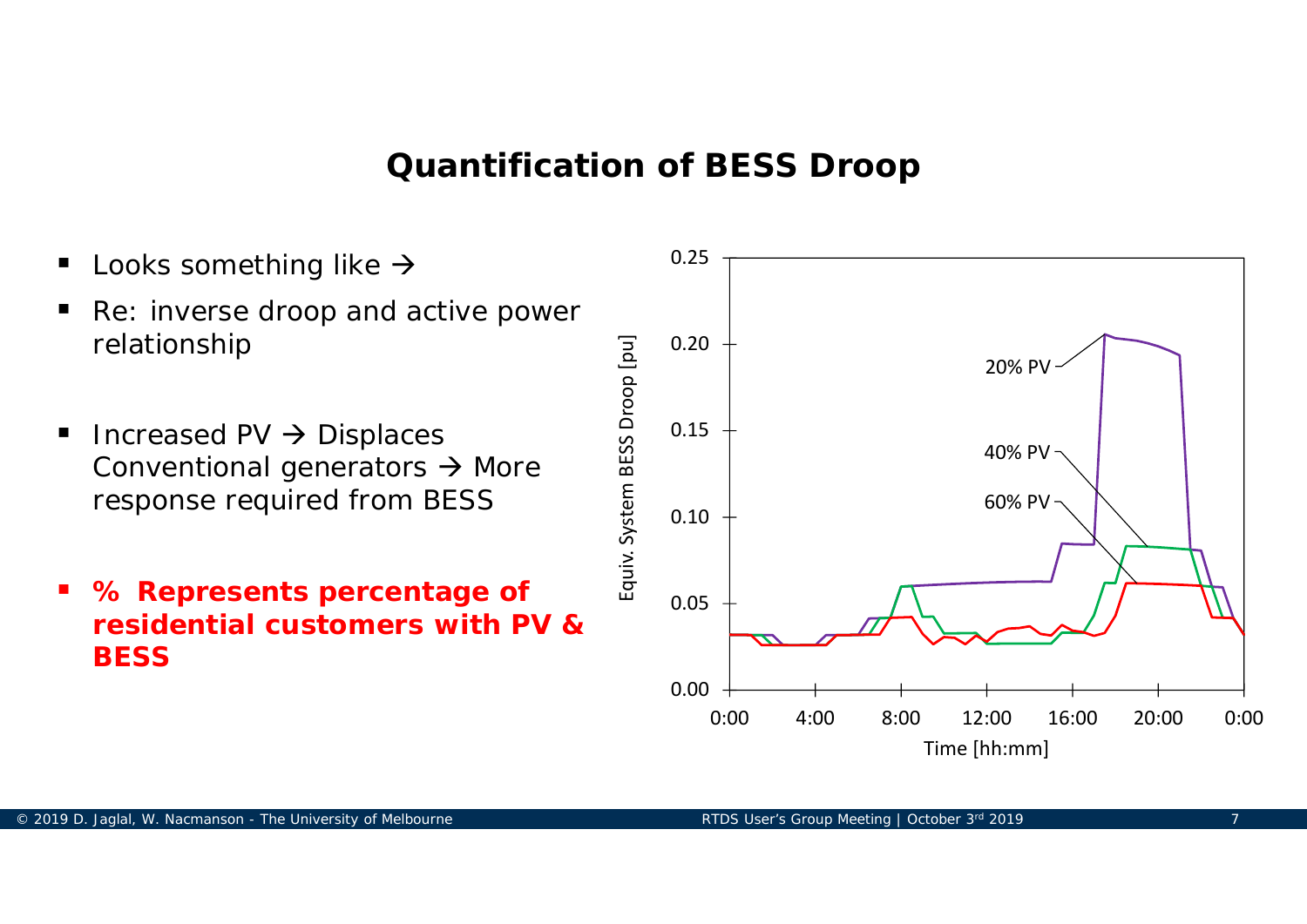# Quantification of BESS Droop

- Looks something like →
- Re: inverse droop and active power relationship
- Increased PV → Displaces Conventional generators → More response required from BESS
- **% Represents percentage of residential customers with PV & BESS**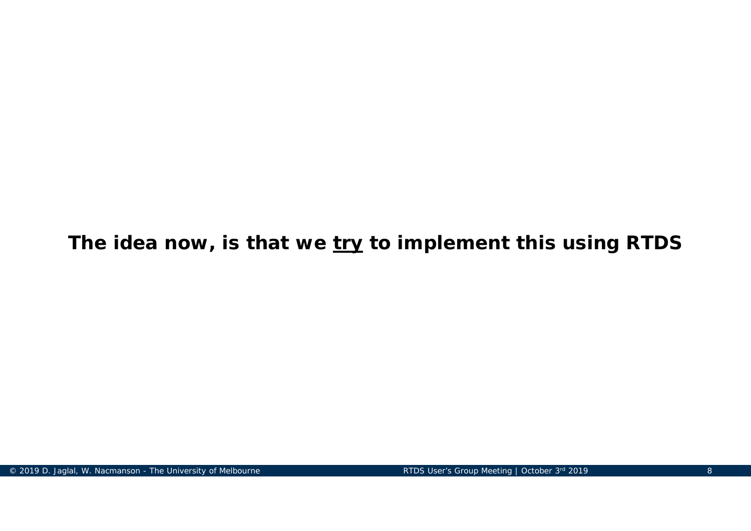**The idea now, is that we <u>try</u> to implement this using RTDS**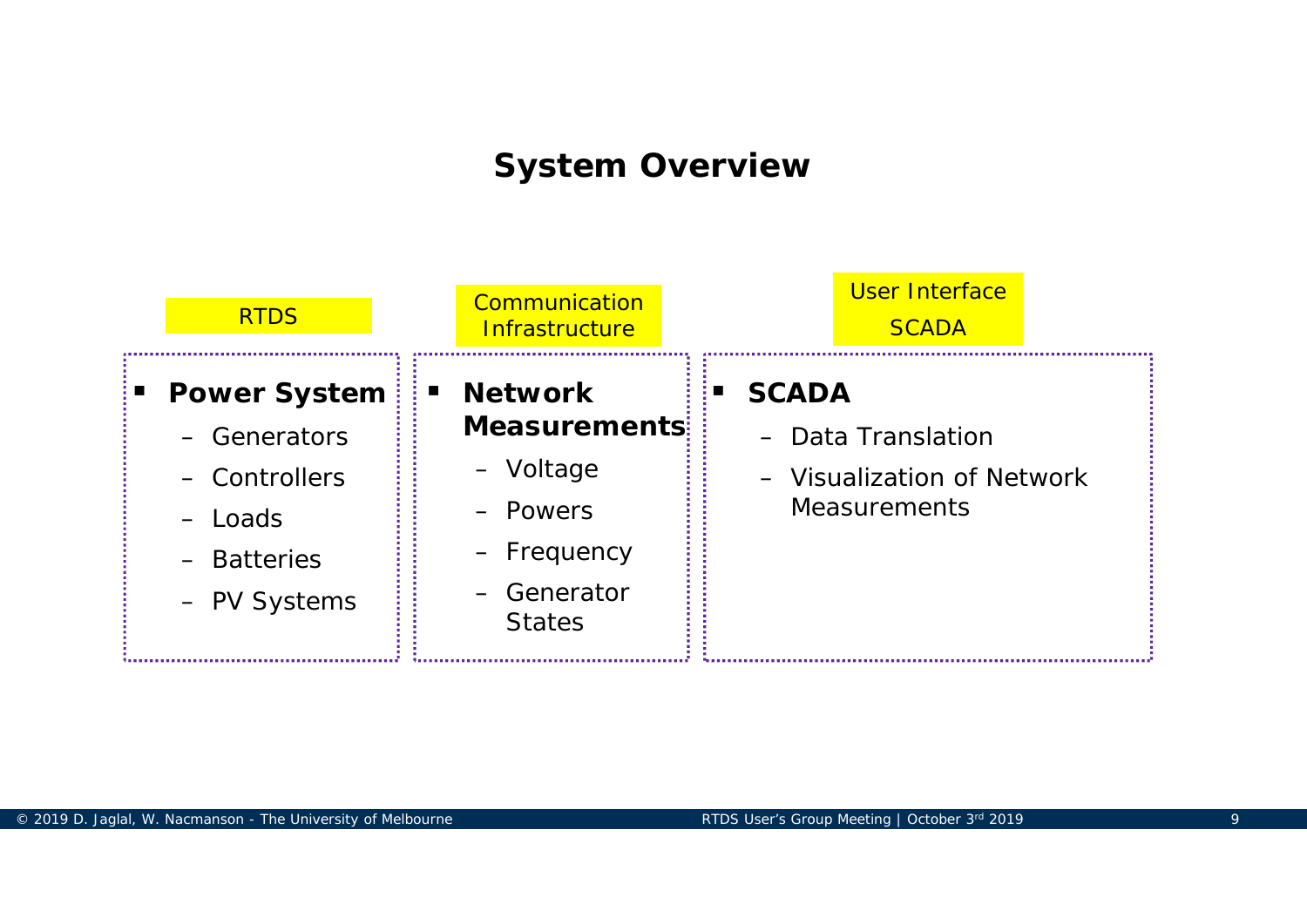# System Overview

RTDS

- **Power System**
  - Generators
  - Controllers
  - Loads
  - Batteries
  - PV Systems

Communication Infrastructure

- **Network Measurements**
  - Voltage
  - Powers
  - Frequency
  - Generator States

User Interface SCADA

- **SCADA**
  - Data Translation
  - Visualization of Network Measurements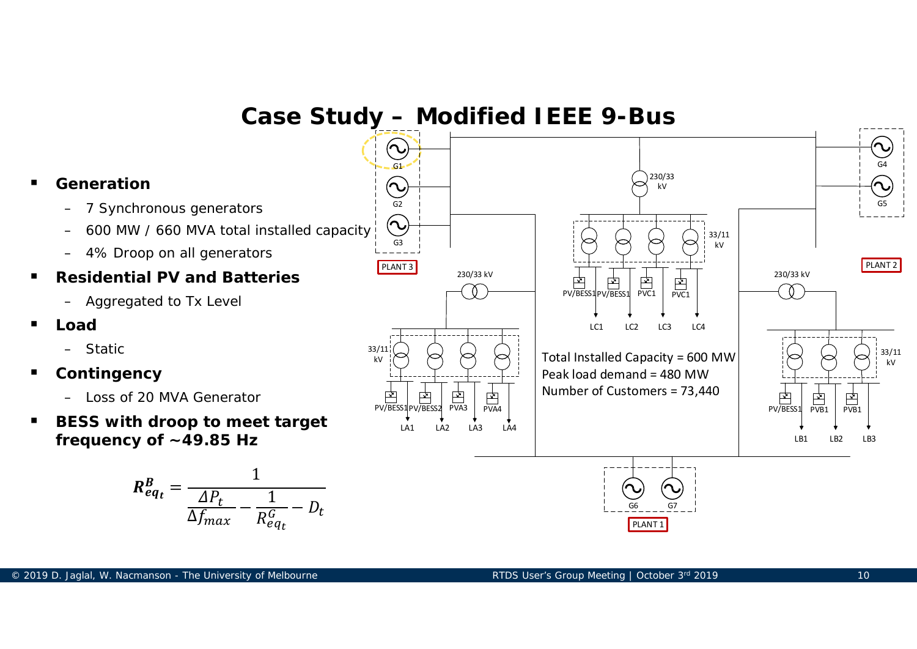# Case Study – Modified IEEE 9-Bus

- **Generation**
  - 7 Synchronous generators
  - 600 MW / 660 MVA total installed capacity
  - 4% Droop on all generators
- **Residential PV and Batteries**
  - Aggregated to Tx Level
- **Load**
  - Static
- **Contingency**
  - Loss of 20 MVA Generator
- **BESS with droop to meet target frequency of ~49.85 Hz**

$$R^B_{eq_t} = \frac{1}{\frac{\Delta P_t}{\Delta f_{max}} - \frac{1}{R^G_{eq_t}} - D_t}$$

Total Installed Capacity = 600 MW
Peak load demand = 480 MW
Number of Customers = 73,440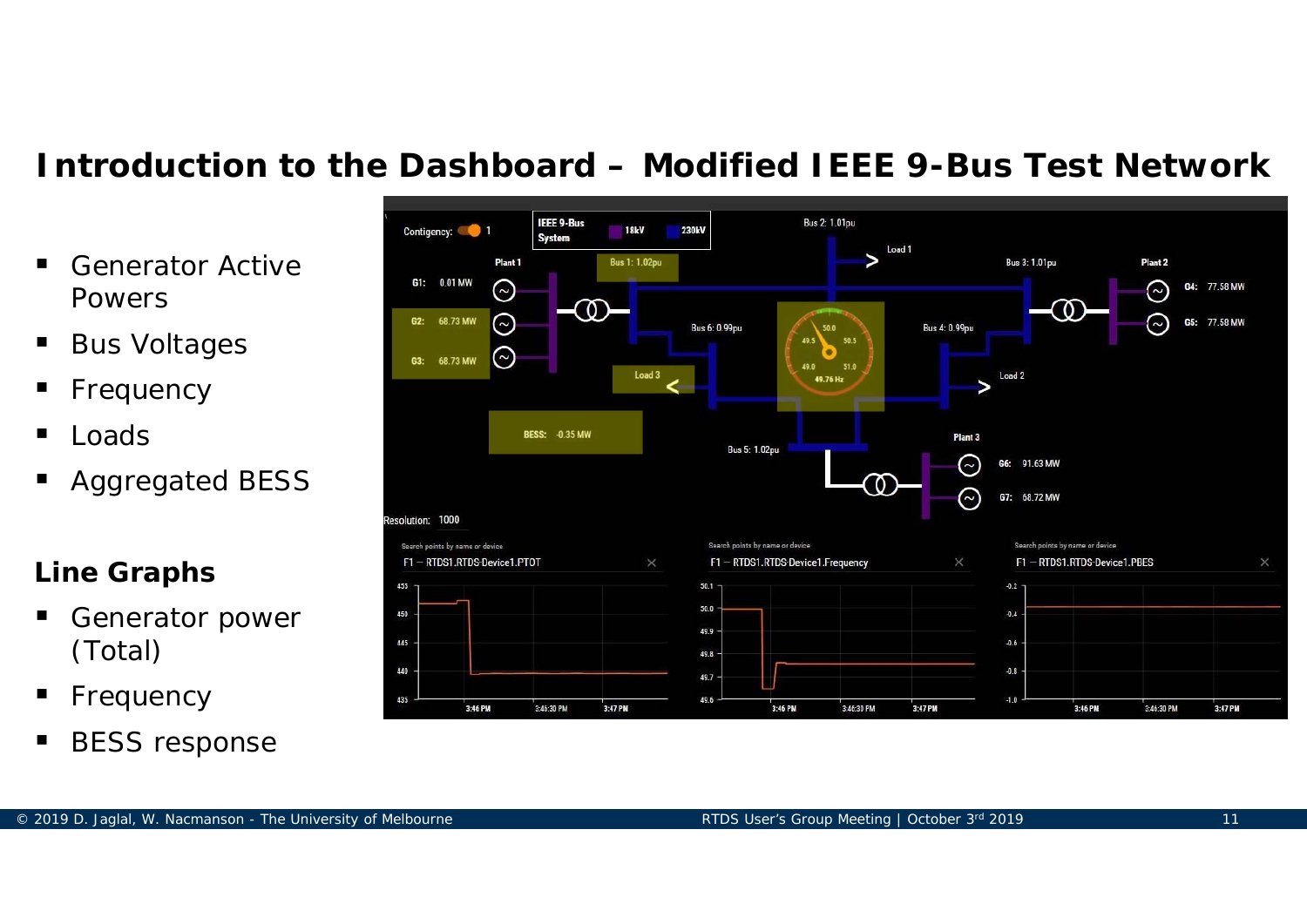# Introduction to the Dashboard – Modified IEEE 9-Bus Test Network

- Generator Active Powers
- Bus Voltages
- Frequency
- Loads
- Aggregated BESS

## Line Graphs

- Generator power (Total)
- Frequency
- BESS response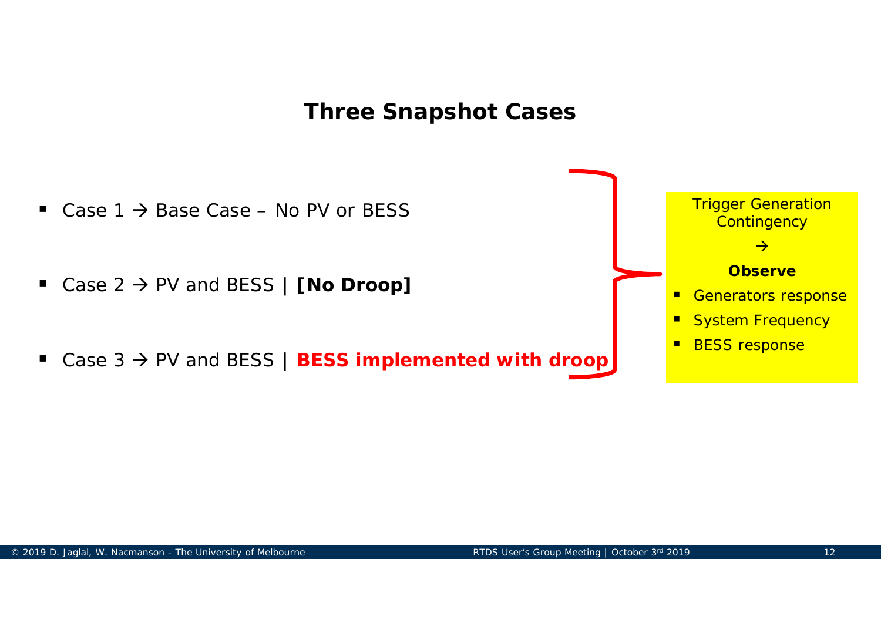## Three Snapshot Cases

- Case 1 → Base Case – No PV or BESS
- Case 2 → PV and BESS | **[No Droop]**
- Case 3 → PV and BESS | **BESS implemented with droop**

Trigger Generation Contingency

→

**Observe**

- Generators response
- System Frequency
- BESS response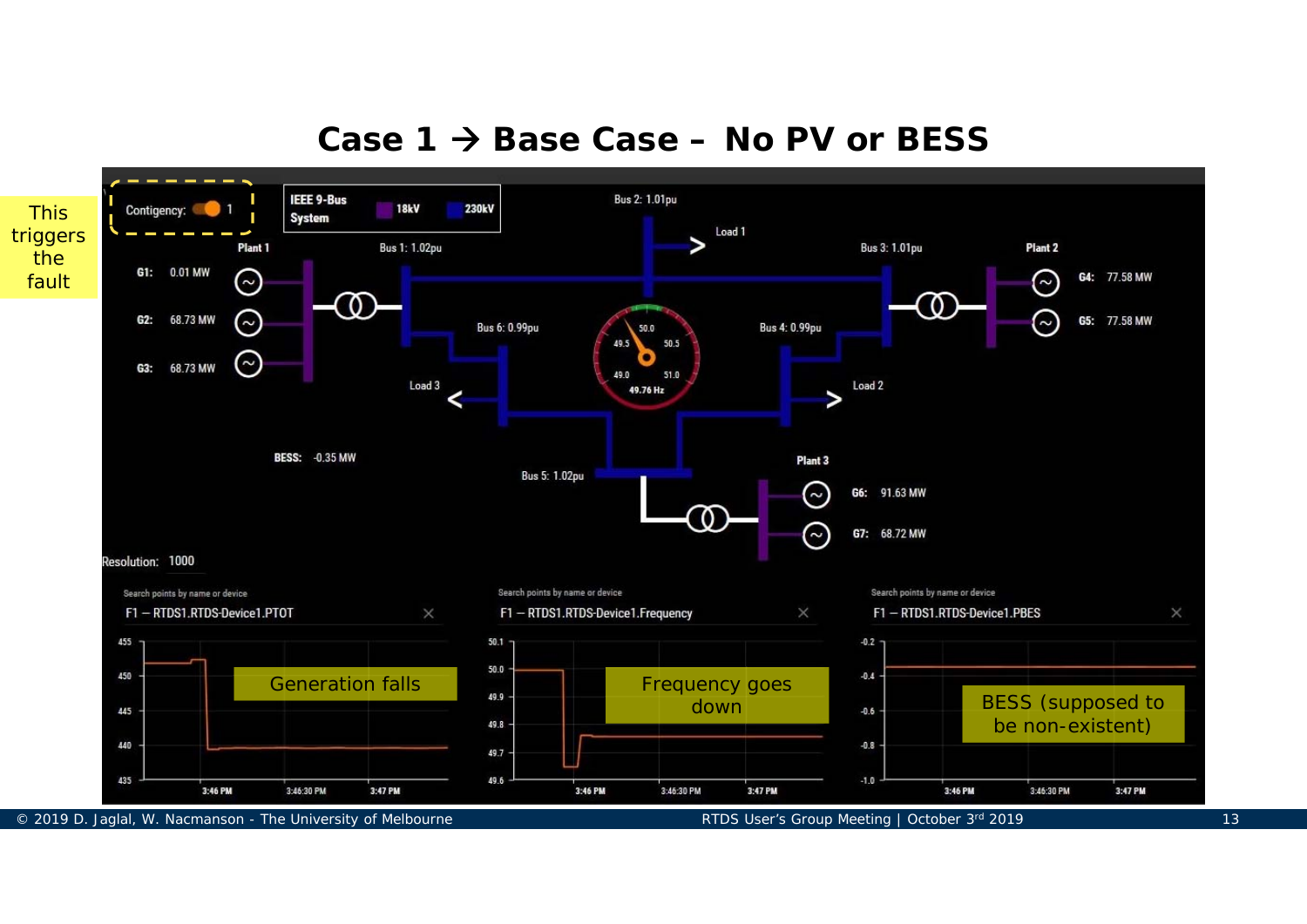# Case 1 → Base Case – No PV or BESS

This triggers the fault

Contingency: 1

IEEE 9-Bus System — 18kV — 230kV

Plant 1

G1: 0.01 MW

G2: 68.73 MW

G3: 68.73 MW

Bus 1: 1.02pu

Bus 2: 1.01pu

Load 1

Bus 3: 1.01pu

Plant 2

G4: 77.58 MW

G5: 77.58 MW

Bus 6: 0.99pu

Bus 4: 0.99pu

49.76 Hz

Load 3

Load 2

BESS: -0.35 MW

Bus 5: 1.02pu

Plant 3

G6: 91.63 MW

G7: 68.72 MW

Resolution: 1000

F1 – RTDS1.RTDS-Device1.PTOT

Generation falls

F1 – RTDS1.RTDS-Device1.Frequency

Frequency goes down

F1 – RTDS1.RTDS-Device1.PBES

BESS (supposed to be non-existent)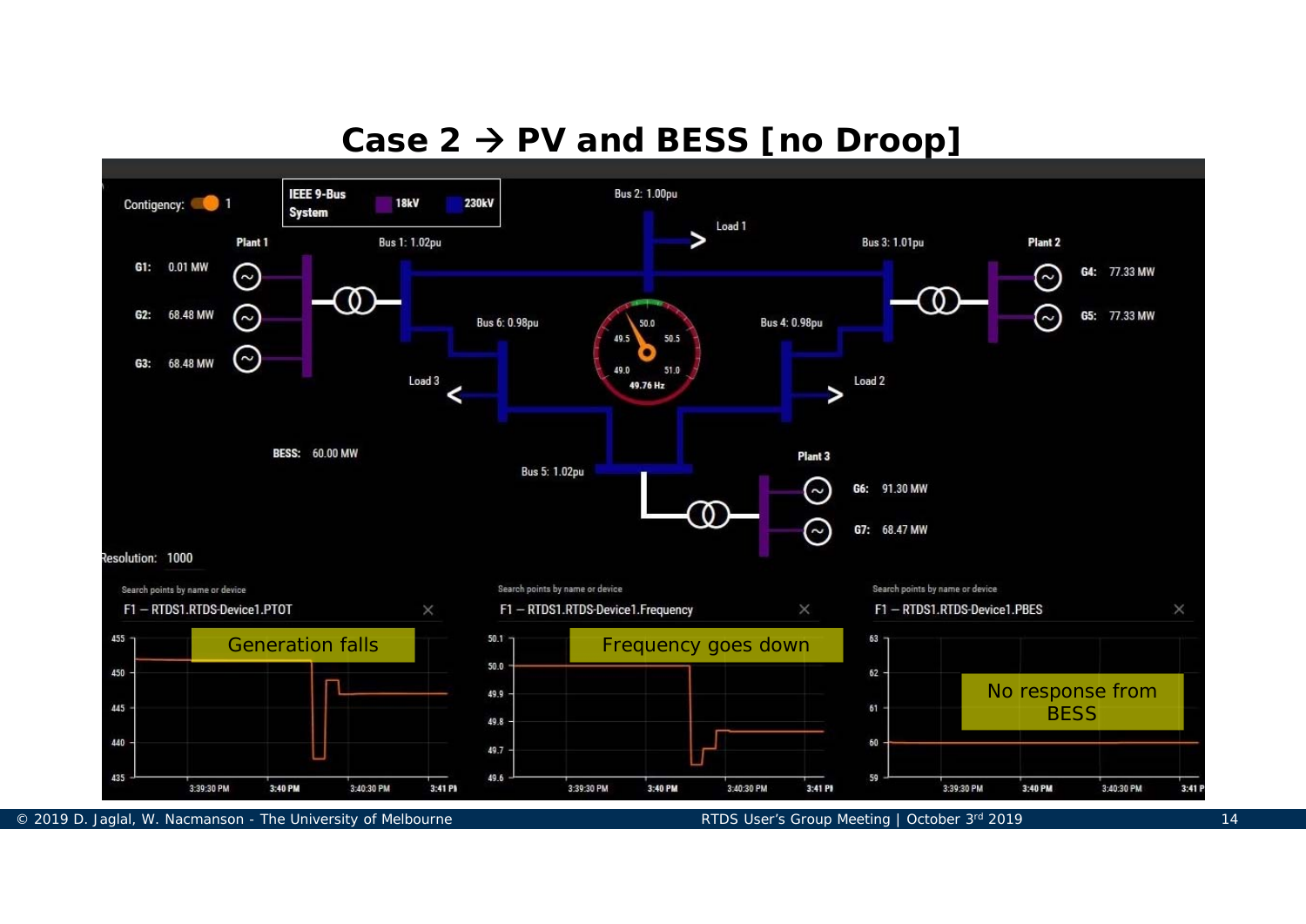# Case 2 → PV and BESS [no Droop]

Contigency: 1

IEEE 9-Bus System | 18kV | 230kV

Plant 1

G1: 0.01 MW

G2: 68.48 MW

G3: 68.48 MW

Bus 1: 1.02pu

Bus 2: 1.00pu

Load 1

Bus 3: 1.01pu

Plant 2

G4: 77.33 MW

G5: 77.33 MW

Bus 6: 0.98pu

Bus 4: 0.98pu

Load 3

Load 2

49.76 Hz

BESS: 60.00 MW

Bus 5: 1.02pu

Plant 3

G6: 91.30 MW

G7: 68.47 MW

Resolution: 1000

F1 – RTDS1.RTDS-Device1.PTOT

Generation falls

F1 – RTDS1.RTDS-Device1.Frequency

Frequency goes down

F1 – RTDS1.RTDS-Device1.PBES

No response from BESS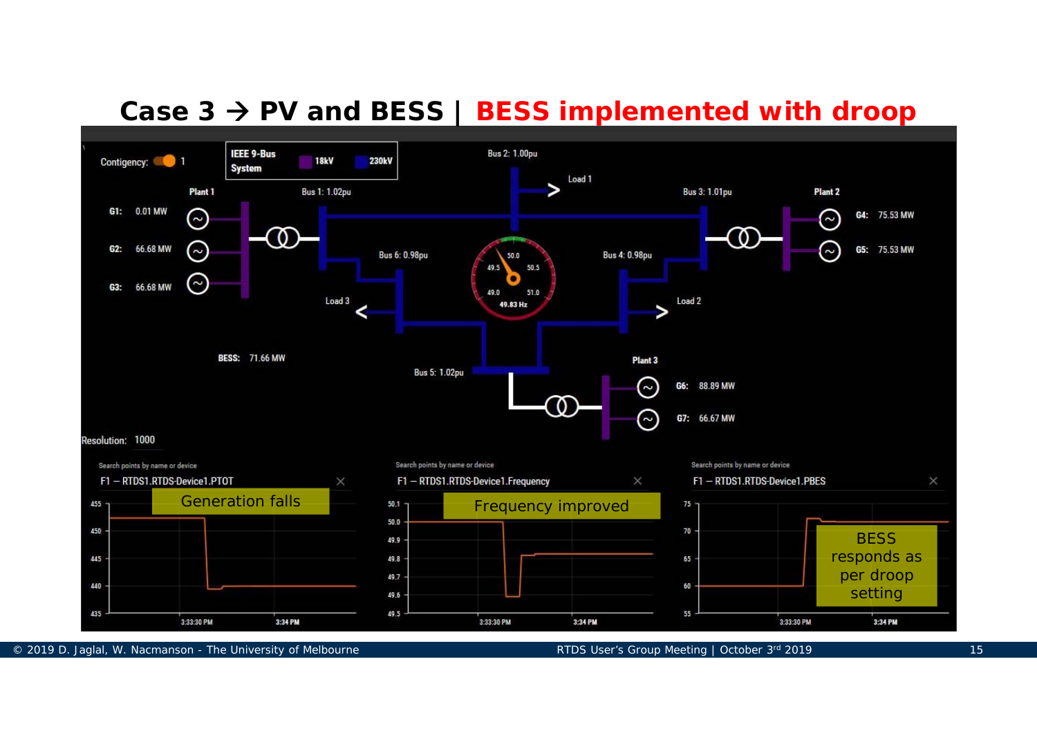# Case 3 → PV and BESS | BESS implemented with droop

Contigency: 1

IEEE 9-Bus System | 18kV | 230kV

Plant 1

G1: 0.01 MW

G2: 66.68 MW

G3: 66.68 MW

Bus 1: 1.02pu

Bus 2: 1.00pu

Load 1

Bus 3: 1.01pu

Plant 2

G4: 75.53 MW

G5: 75.53 MW

Bus 6: 0.98pu

Bus 4: 0.98pu

Load 3

Load 2

49.83 Hz

BESS: 71.66 MW

Bus 5: 1.02pu

Plant 3

G6: 88.89 MW

G7: 66.67 MW

Resolution: 1000

F1 – RTDS1.RTDS-Device1.PTOT

Generation falls

F1 – RTDS1.RTDS-Device1.Frequency

Frequency improved

F1 – RTDS1.RTDS-Device1.PBES

BESS responds as per droop setting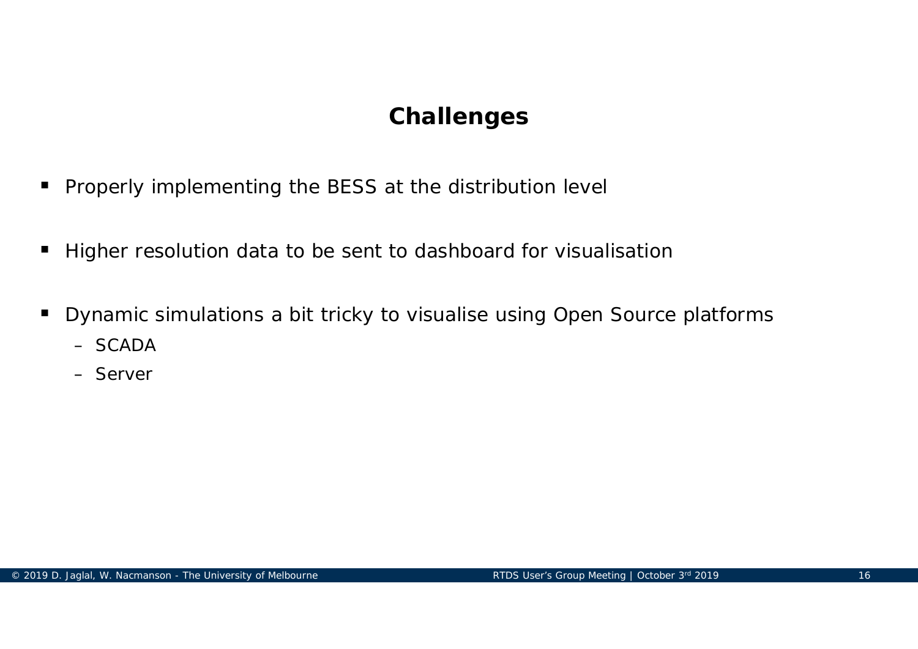# Challenges

- Properly implementing the BESS at the distribution level
- Higher resolution data to be sent to dashboard for visualisation
- Dynamic simulations a bit tricky to visualise using Open Source platforms
  - SCADA
  - Server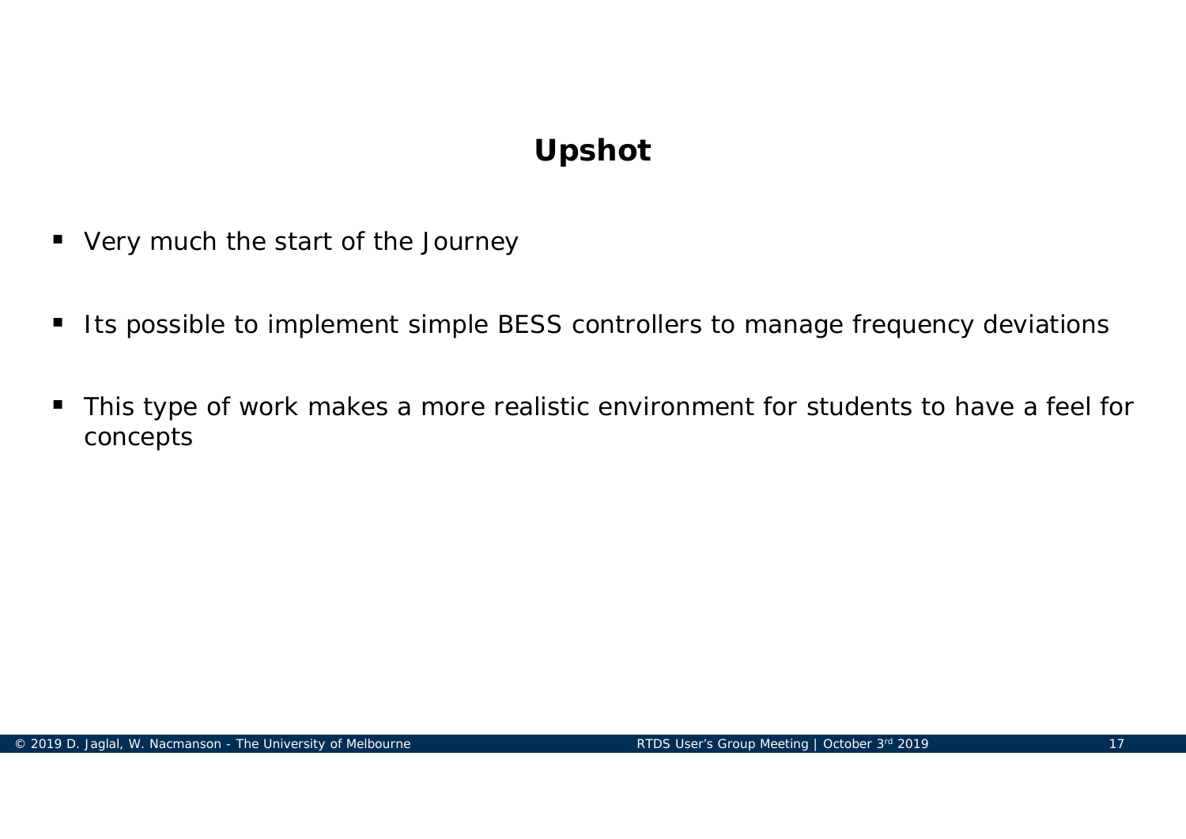# Upshot

- Very much the start of the Journey
- Its possible to implement simple BESS controllers to manage frequency deviations
- This type of work makes a more realistic environment for students to have a feel for concepts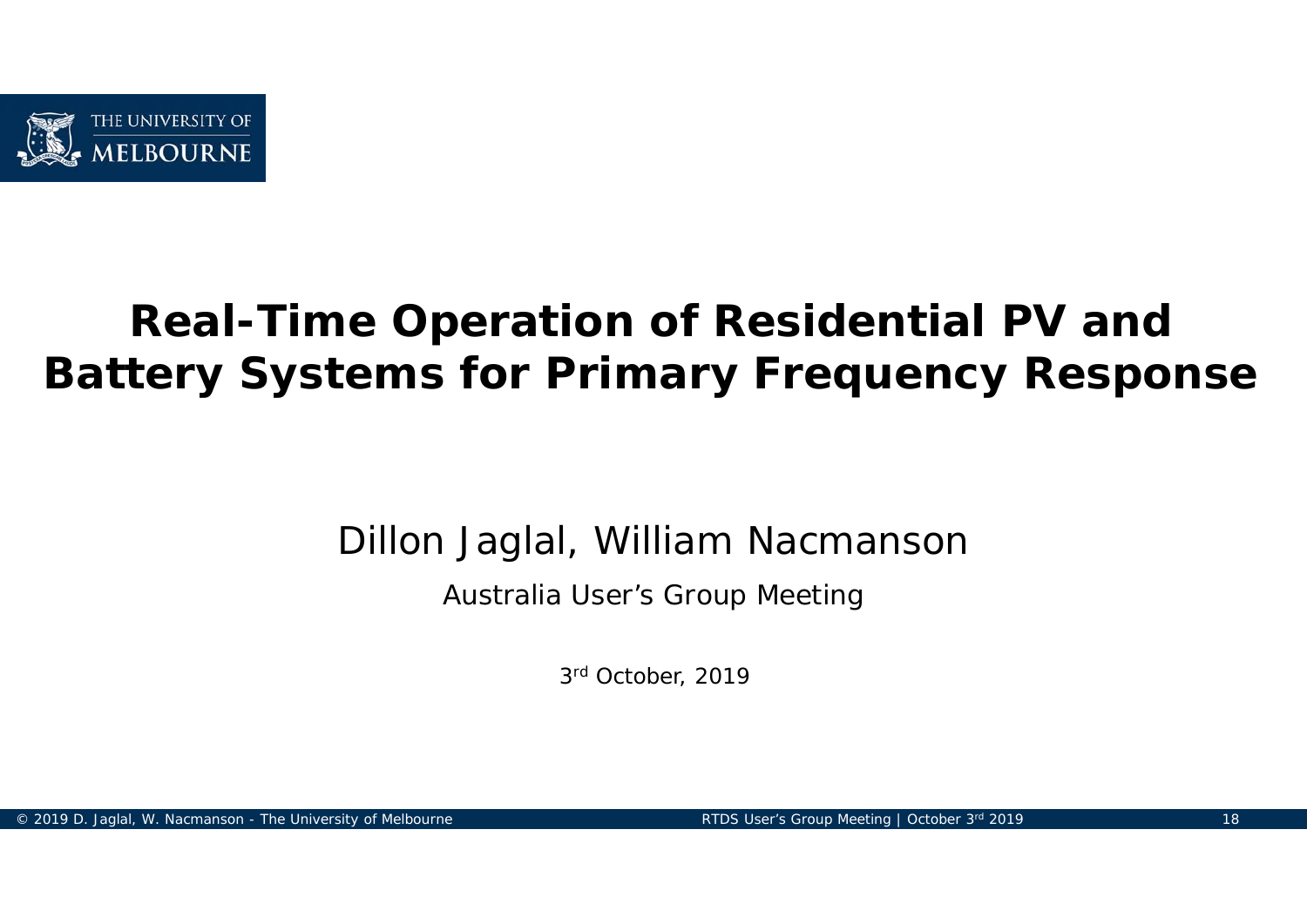# Real-Time Operation of Residential PV and Battery Systems for Primary Frequency Response

Dillon Jaglal, William Nacmanson

Australia User's Group Meeting

3rd October, 2019